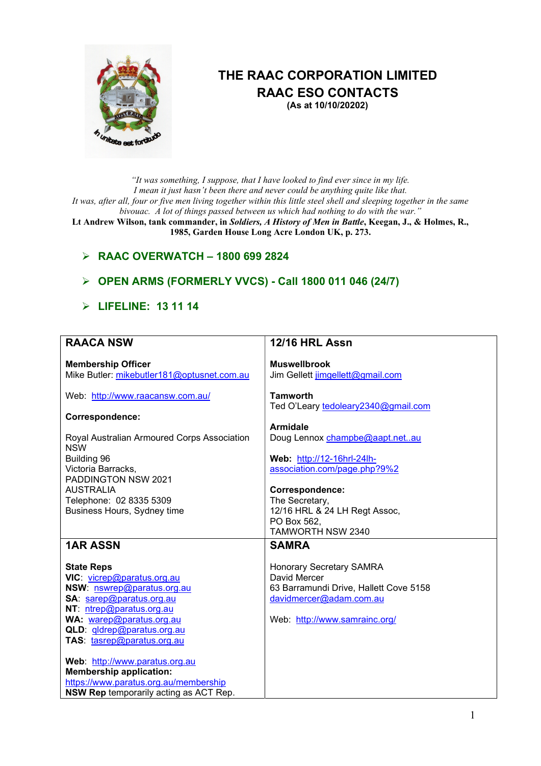# THE RAAC CORPORATION LIMITED

## RAAC ESO CONTACTS

**(As at 10/10/20202)**

*"It was something, I suppose, that I have looked to find ever since in my life. I mean it just hasn't been there and never could be anything quite like that. It was, after all, four or five men living together within this little steel shell and sleeping together in the same bivouac. A lot of things passed between us which had nothing to do with the war."*

**Lt Andrew Wilson, tank commander, in *Soldiers, A History of Men in Battle*, Keegan, J., & Holmes, R., 1985, Garden House Long Acre London UK, p. 273.**

- **RAAC OVERWATCH – 1800 699 2824**
- **OPEN ARMS (FORMERLY VVCS) - Call 1800 011 046 (24/7)**
- **LIFELINE: 13 11 14**

| **RAACA NSW** | **12/16 HRL Assn** |
|---|---|
| **Membership Officer**<br>Mike Butler: mikebutler181@optusnet.com.au<br><br>Web: http://www.raacansw.com.au/<br><br>**Correspondence:**<br><br>Royal Australian Armoured Corps Association NSW<br>Building 96<br>Victoria Barracks,<br>PADDINGTON NSW 2021<br>AUSTRALIA<br>Telephone: 02 8335 5309<br>Business Hours, Sydney time | **Muswellbrook**<br>Jim Gellett jimgellett@gmail.com<br><br>**Tamworth**<br>Ted O'Leary tedoleary2340@gmail.com<br><br>**Armidale**<br>Doug Lennox champbe@aapt.net..au<br><br>**Web:** http://12-16hrl-24lh-association.com/page.php?9%2<br><br>**Correspondence:**<br>The Secretary,<br>12/16 HRL & 24 LH Regt Assoc,<br>PO Box 562,<br>TAMWORTH NSW 2340 |
| **1AR ASSN** | **SAMRA** |
| **State Reps**<br>**VIC**: vicrep@paratus.org.au<br>**NSW**: nswrep@paratus.org.au<br>**SA**: sarep@paratus.org.au<br>**NT**: ntrep@paratus.org.au<br>**WA**: warep@paratus.org.au<br>**QLD**: qldrep@paratus.org.au<br>**TAS**: tasrep@paratus.org.au<br><br>**Web**: http://www.paratus.org.au<br>**Membership application:**<br>https://www.paratus.org.au/membership<br>**NSW Rep** temporarily acting as ACT Rep. | Honorary Secretary SAMRA<br>David Mercer<br>63 Barramundi Drive, Hallett Cove 5158<br>davidmercer@adam.com.au<br><br>Web: http://www.samrainc.org/ |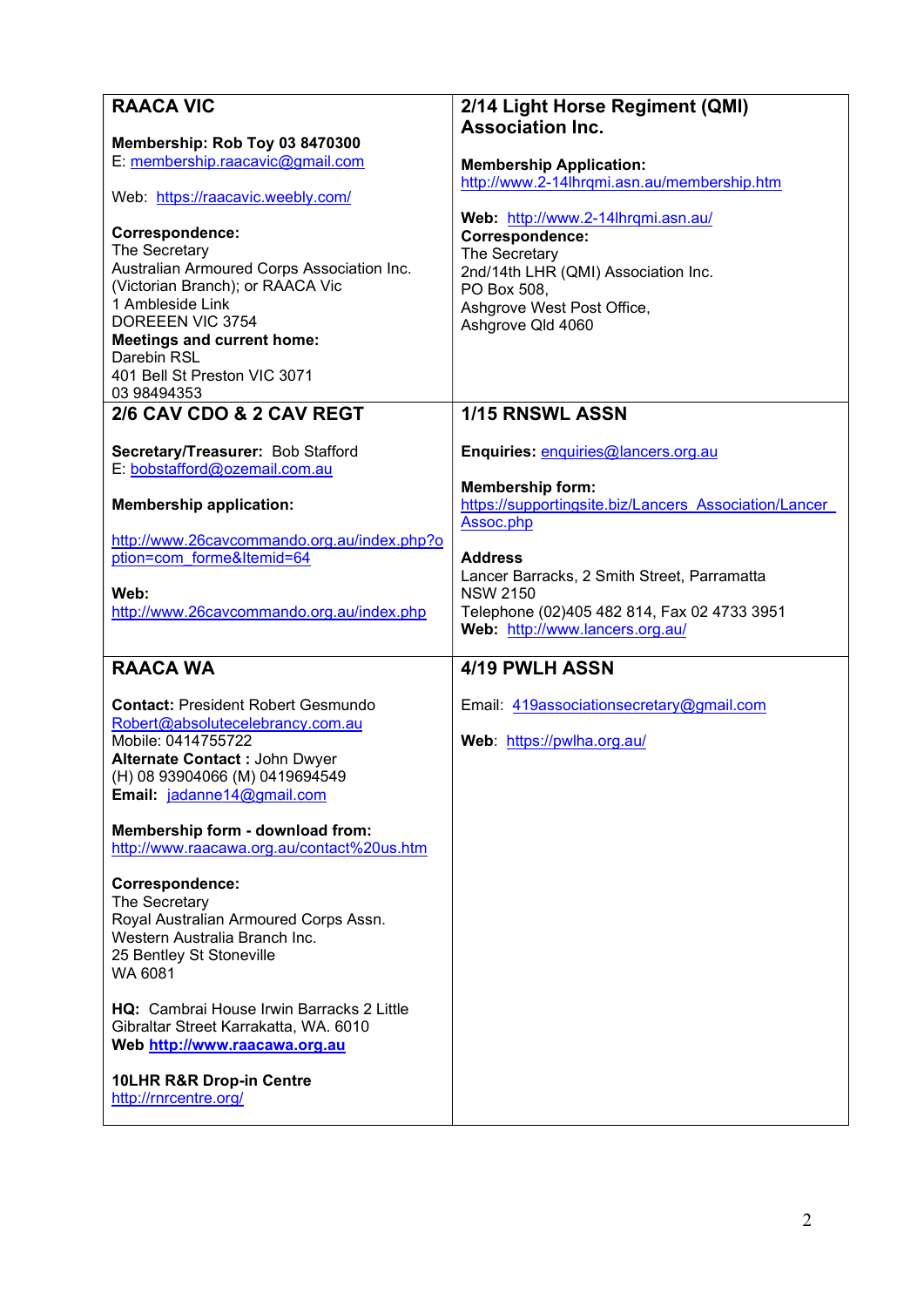## RAACA VIC

**Membership: Rob Toy 03 8470300**
E: membership.raacavic@gmail.com

Web: https://raacavic.weebly.com/

**Correspondence:**
The Secretary
Australian Armoured Corps Association Inc. (Victorian Branch); or RAACA Vic
1 Ambleside Link
DOREEEN VIC 3754
**Meetings and current home:**
Darebin RSL
401 Bell St Preston VIC 3071
03 98494353

## 2/14 Light Horse Regiment (QMI) Association Inc.

**Membership Application:**
http://www.2-14lhrqmi.asn.au/membership.htm

**Web:** http://www.2-14lhrqmi.asn.au/
**Correspondence:**
The Secretary
2nd/14th LHR (QMI) Association Inc.
PO Box 508,
Ashgrove West Post Office,
Ashgrove Qld 4060

## 2/6 CAV CDO & 2 CAV REGT

**Secretary/Treasurer:** Bob Stafford
E: bobstafford@ozemail.com.au

**Membership application:**

http://www.26cavcommando.org.au/index.php?option=com_forme&Itemid=64

**Web:**
http://www.26cavcommando.org.au/index.php

## 1/15 RNSWL ASSN

**Enquiries:** enquiries@lancers.org.au

**Membership form:**
https://supportingsite.biz/Lancers_Association/Lancer_Assoc.php

**Address**
Lancer Barracks, 2 Smith Street, Parramatta
NSW 2150
Telephone (02)405 482 814, Fax 02 4733 3951
**Web:** http://www.lancers.org.au/

## RAACA WA

**Contact:** President Robert Gesmundo
Robert@absolutecelebrancy.com.au
Mobile: 0414755722
**Alternate Contact :** John Dwyer
(H) 08 93904066 (M) 0419694549
**Email:** jadanne14@gmail.com

**Membership form - download from:**
http://www.raacawa.org.au/contact%20us.htm

**Correspondence:**
The Secretary
Royal Australian Armoured Corps Assn.
Western Australia Branch Inc.
25 Bentley St Stoneville
WA 6081

**HQ:** Cambrai House Irwin Barracks 2 Little Gibraltar Street Karrakatta, WA. 6010
**Web http://www.raacawa.org.au**

**10LHR R&R Drop-in Centre**
http://rnrcentre.org/

## 4/19 PWLH ASSN

Email: 419associationsecretary@gmail.com

**Web**: https://pwlha.org.au/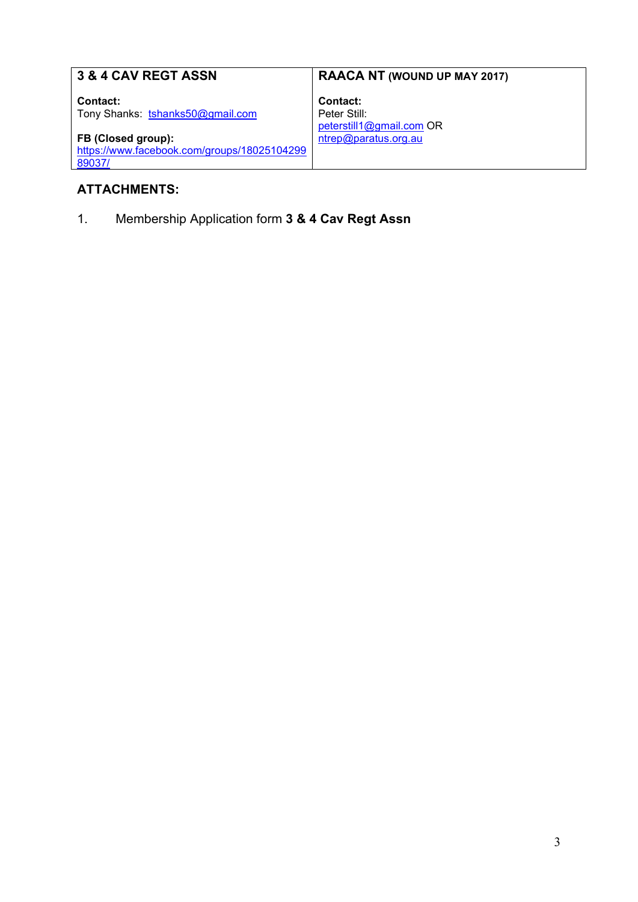| **3 & 4 CAV REGT ASSN** | **RAACA NT (WOUND UP MAY 2017)** |
| --- | --- |
| **Contact:**<br>Tony Shanks: tshanks50@gmail.com<br><br>**FB (Closed group):**<br>https://www.facebook.com/groups/1802510429989037/ | **Contact:**<br>Peter Still:<br>peterstill1@gmail.com OR<br>ntrep@paratus.org.au |

**ATTACHMENTS:**

1. Membership Application form **3 & 4 Cav Regt Assn**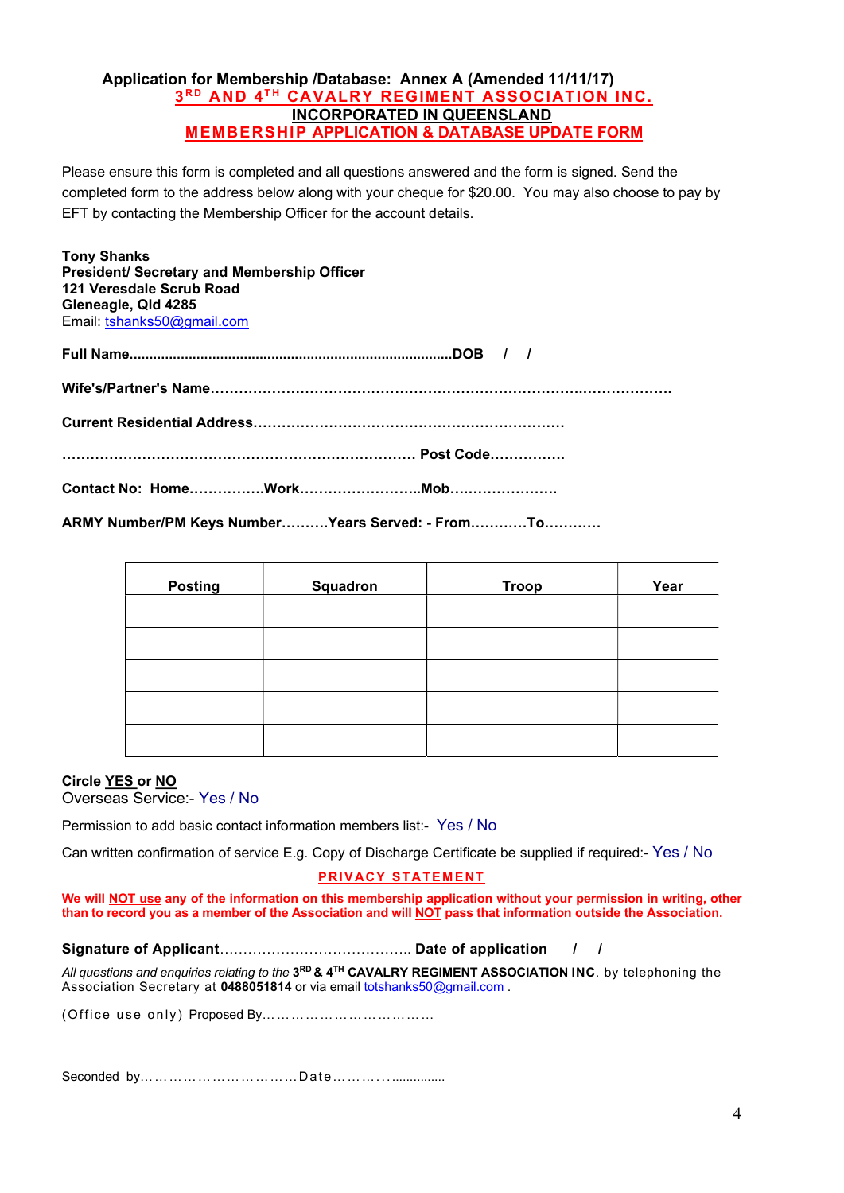**Application for Membership /Database: Annex A (Amended 11/11/17)**

**3RD AND 4TH CAVALRY REGIMENT ASSOCIATION INC.**

**INCORPORATED IN QUEENSLAND**

**MEMBERSHIP APPLICATION & DATABASE UPDATE FORM**

Please ensure this form is completed and all questions answered and the form is signed. Send the completed form to the address below along with your cheque for $20.00. You may also choose to pay by EFT by contacting the Membership Officer for the account details.

**Tony Shanks**
**President/ Secretary and Membership Officer**
**121 Veresdale Scrub Road**
**Gleneagle, Qld 4285**
Email: tshanks50@gmail.com

**Full Name................................................................................DOB / /**

**Wife's/Partner's Name………………………………………………………………………………………**

**Current Residential Address…………………………………………………………**

**………………………………………………………………… Post Code…………….**

**Contact No: Home…………….Work……………………..Mob…………………..**

**ARMY Number/PM Keys Number……….Years Served: - From…………To…………**

| Posting | Squadron | Troop | Year |
|---|---|---|---|
| | | | |
| | | | |
| | | | |
| | | | |
| | | | |

**Circle YES or NO**
Overseas Service:- Yes / No

Permission to add basic contact information members list:- Yes / No

Can written confirmation of service E.g. Copy of Discharge Certificate be supplied if required:- Yes / No

**PRIVACY STATEMENT**

**We will NOT use any of the information on this membership application without your permission in writing, other than to record you as a member of the Association and will NOT pass that information outside the Association.**

**Signature of Applicant**………………………………….. **Date of application / /**

*All questions and enquiries relating to the* **3RD & 4TH CAVALRY REGIMENT ASSOCIATION INC**. by telephoning the Association Secretary at **0488051814** or via email totshanks50@gmail.com .

(Office use only) Proposed By………………………………

Seconded by……………………………Date………….............